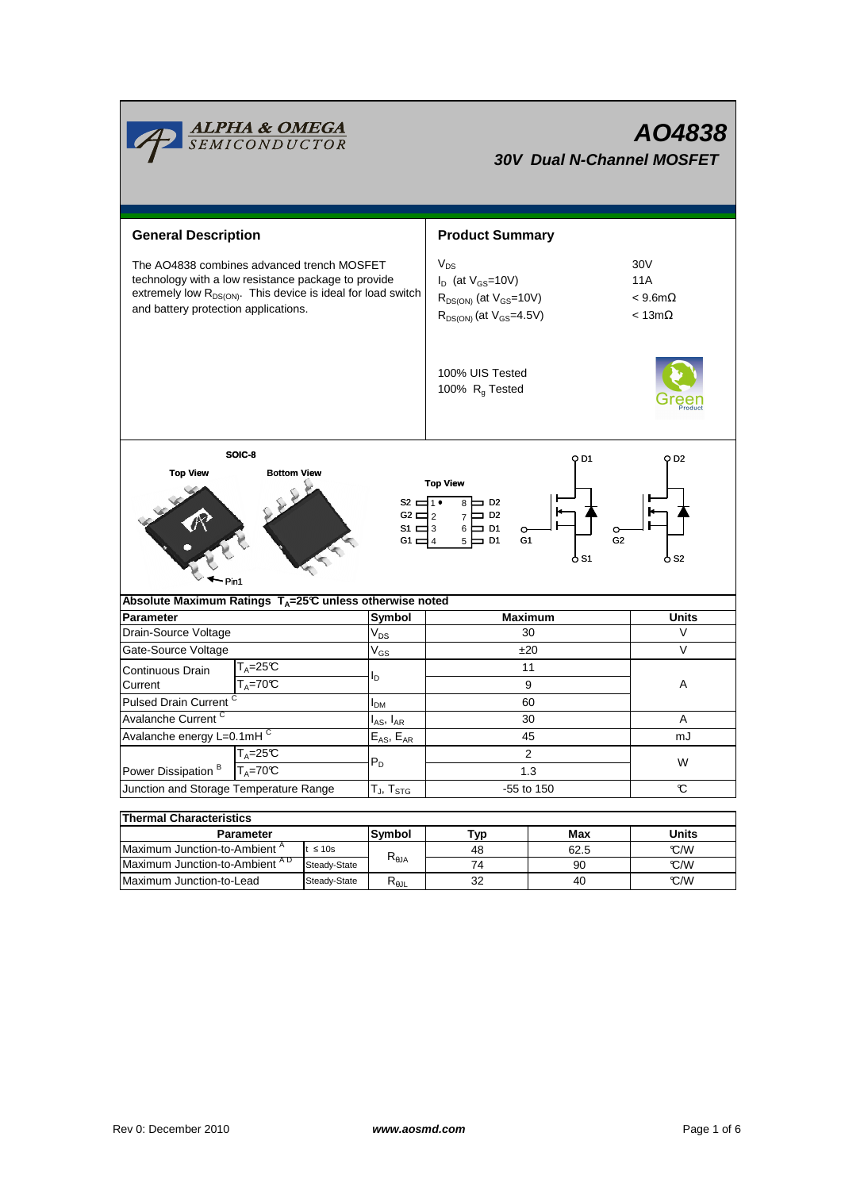# AO4838

## 30V Dual N-Channel MOSFET

## General Description

The AO4838 combines advanced trench MOSFET technology with a low resistance package to provide extremely low $R_{DS(ON)}$. This device is ideal for load switch and battery protection applications.

## Product Summary

| | |
|---|---|
| $V_{DS}$ | 30V |
| $I_D$ (at $V_{GS}$=10V) | 11A |
| $R_{DS(ON)}$ (at $V_{GS}$=10V) | < 9.6mΩ |
| $R_{DS(ON)}$ (at $V_{GS}$=4.5V) | < 13mΩ |

100% UIS Tested
100% $R_g$ Tested

SOIC-8

Top View | Bottom View

Pin1

Top View

S2 1 • 8 D2
G2 2 7 D2
S1 3 6 D1
G1 4 5 D1

D1, G1, S1 — D2, G2, S2

### Absolute Maximum Ratings $T_A$=25°C unless otherwise noted

| Parameter | | Symbol | Maximum | Units |
|---|---|---|---|---|
| Drain-Source Voltage | | $V_{DS}$ | 30 | V |
| Gate-Source Voltage | | $V_{GS}$ | ±20 | V |
| Continuous Drain Current | $T_A$=25°C | $I_D$ | 11 | A |
| | $T_A$=70°C | | 9 | |
| Pulsed Drain Current [C] | | $I_{DM}$ | 60 | |
| Avalanche Current [C] | | $I_{AS}$, $I_{AR}$ | 30 | A |
| Avalanche energy L=0.1mH [C] | | $E_{AS}$, $E_{AR}$ | 45 | mJ |
| Power Dissipation [B] | $T_A$=25°C | $P_D$ | 2 | W |
| | $T_A$=70°C | | 1.3 | |
| Junction and Storage Temperature Range | | $T_J$, $T_{STG}$ | -55 to 150 | °C |

### Thermal Characteristics

| Parameter | | Symbol | Typ | Max | Units |
|---|---|---|---|---|---|
| Maximum Junction-to-Ambient [A] | t ≤ 10s | $R_{\theta JA}$ | 48 | 62.5 | °C/W |
| Maximum Junction-to-Ambient [A D] | Steady-State | | 74 | 90 | °C/W |
| Maximum Junction-to-Lead | Steady-State | $R_{\theta JL}$ | 32 | 40 | °C/W |

Rev 0: December 2010 www.aosmd.com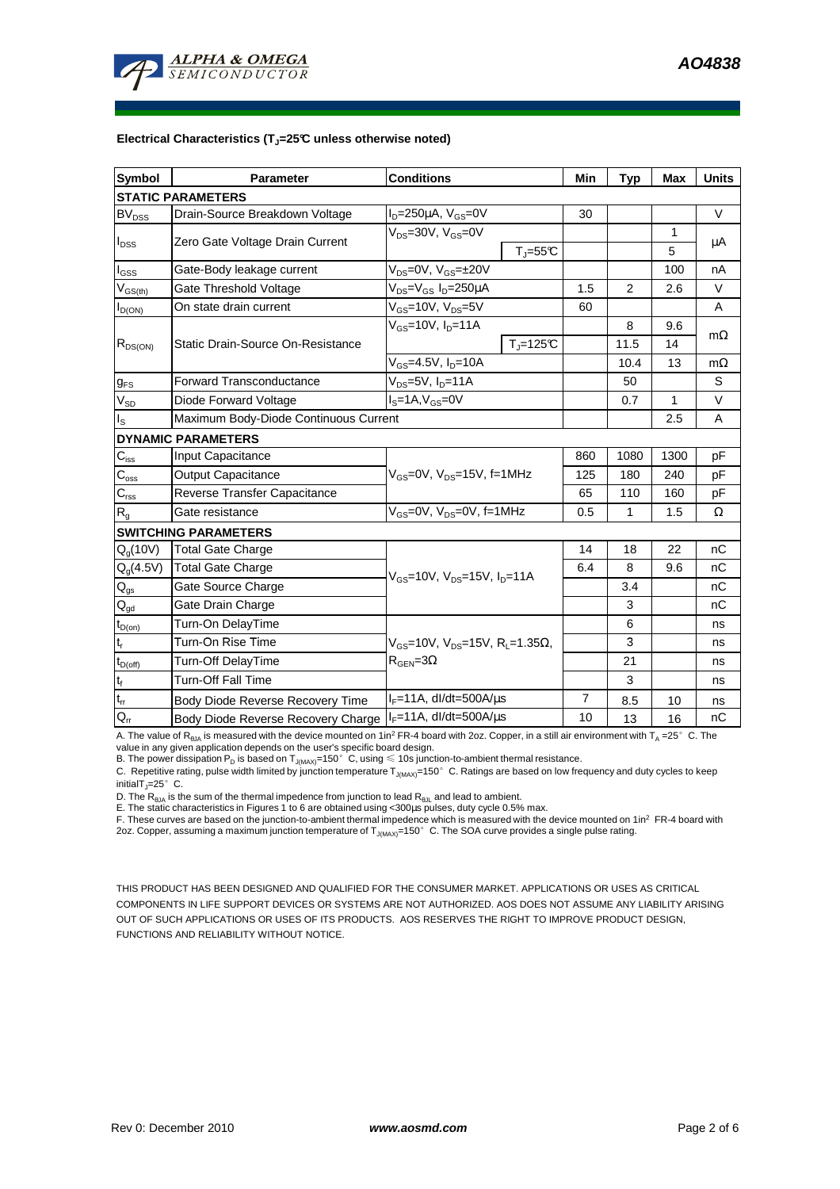**Electrical Characteristics ($T_J$=25°C unless otherwise noted)**

| Symbol | Parameter | Conditions | | Min | Typ | Max | Units |
|---|---|---|---|---|---|---|---|
| **STATIC PARAMETERS** | | | | | | | |
| $BV_{DSS}$ | Drain-Source Breakdown Voltage | $I_D$=250µA, $V_{GS}$=0V | | 30 | | | V |
| $I_{DSS}$ | Zero Gate Voltage Drain Current | $V_{DS}$=30V, $V_{GS}$=0V | | | | 1 | µA |
| | | | $T_J$=55°C | | | 5 | |
| $I_{GSS}$ | Gate-Body leakage current | $V_{DS}$=0V, $V_{GS}$=±20V | | | | 100 | nA |
| $V_{GS(th)}$ | Gate Threshold Voltage | $V_{DS}$=$V_{GS}$ $I_D$=250µA | | 1.5 | 2 | 2.6 | V |
| $I_{D(ON)}$ | On state drain current | $V_{GS}$=10V, $V_{DS}$=5V | | 60 | | | A |
| $R_{DS(ON)}$ | Static Drain-Source On-Resistance | $V_{GS}$=10V, $I_D$=11A | | | 8 | 9.6 | mΩ |
| | | | $T_J$=125°C | | 11.5 | 14 | |
| | | $V_{GS}$=4.5V, $I_D$=10A | | | 10.4 | 13 | mΩ |
| $g_{FS}$ | Forward Transconductance | $V_{DS}$=5V, $I_D$=11A | | | 50 | | S |
| $V_{SD}$ | Diode Forward Voltage | $I_S$=1A,$V_{GS}$=0V | | | 0.7 | 1 | V |
| $I_S$ | Maximum Body-Diode Continuous Current | | | | | 2.5 | A |
| **DYNAMIC PARAMETERS** | | | | | | | |
| $C_{iss}$ | Input Capacitance | $V_{GS}$=0V, $V_{DS}$=15V, f=1MHz | | 860 | 1080 | 1300 | pF |
| $C_{oss}$ | Output Capacitance | | | 125 | 180 | 240 | pF |
| $C_{rss}$ | Reverse Transfer Capacitance | | | 65 | 110 | 160 | pF |
| $R_g$ | Gate resistance | $V_{GS}$=0V, $V_{DS}$=0V, f=1MHz | | 0.5 | 1 | 1.5 | Ω |
| **SWITCHING PARAMETERS** | | | | | | | |
| $Q_g$(10V) | Total Gate Charge | $V_{GS}$=10V, $V_{DS}$=15V, $I_D$=11A | | 14 | 18 | 22 | nC |
| $Q_g$(4.5V) | Total Gate Charge | | | 6.4 | 8 | 9.6 | nC |
| $Q_{gs}$ | Gate Source Charge | | | | 3.4 | | nC |
| $Q_{gd}$ | Gate Drain Charge | | | | 3 | | nC |
| $t_{D(on)}$ | Turn-On DelayTime | $V_{GS}$=10V, $V_{DS}$=15V, $R_L$=1.35Ω, $R_{GEN}$=3Ω | | | 6 | | ns |
| $t_r$ | Turn-On Rise Time | | | | 3 | | ns |
| $t_{D(off)}$ | Turn-Off DelayTime | | | | 21 | | ns |
| $t_f$ | Turn-Off Fall Time | | | | 3 | | ns |
| $t_{rr}$ | Body Diode Reverse Recovery Time | $I_F$=11A, dI/dt=500A/µs | | 7 | 8.5 | 10 | ns |
| $Q_{rr}$ | Body Diode Reverse Recovery Charge | $I_F$=11A, dI/dt=500A/µs | | 10 | 13 | 16 | nC |

A. The value of $R_{\theta JA}$ is measured with the device mounted on 1in² FR-4 board with 2oz. Copper, in a still air environment with $T_A$ =25° C. The value in any given application depends on the user's specific board design.
B. The power dissipation $P_D$ is based on $T_{J(MAX)}$=150° C, using ≤ 10s junction-to-ambient thermal resistance.
C. Repetitive rating, pulse width limited by junction temperature $T_{J(MAX)}$=150° C. Ratings are based on low frequency and duty cycles to keep initial$T_J$=25° C.
D. The $R_{\theta JA}$ is the sum of the thermal impedence from junction to lead $R_{\theta JL}$ and lead to ambient.
E. The static characteristics in Figures 1 to 6 are obtained using <300µs pulses, duty cycle 0.5% max.
F. These curves are based on the junction-to-ambient thermal impedence which is measured with the device mounted on 1in² FR-4 board with 2oz. Copper, assuming a maximum junction temperature of $T_{J(MAX)}$=150° C. The SOA curve provides a single pulse rating.

THIS PRODUCT HAS BEEN DESIGNED AND QUALIFIED FOR THE CONSUMER MARKET. APPLICATIONS OR USES AS CRITICAL COMPONENTS IN LIFE SUPPORT DEVICES OR SYSTEMS ARE NOT AUTHORIZED. AOS DOES NOT ASSUME ANY LIABILITY ARISING OUT OF SUCH APPLICATIONS OR USES OF ITS PRODUCTS. AOS RESERVES THE RIGHT TO IMPROVE PRODUCT DESIGN, FUNCTIONS AND RELIABILITY WITHOUT NOTICE.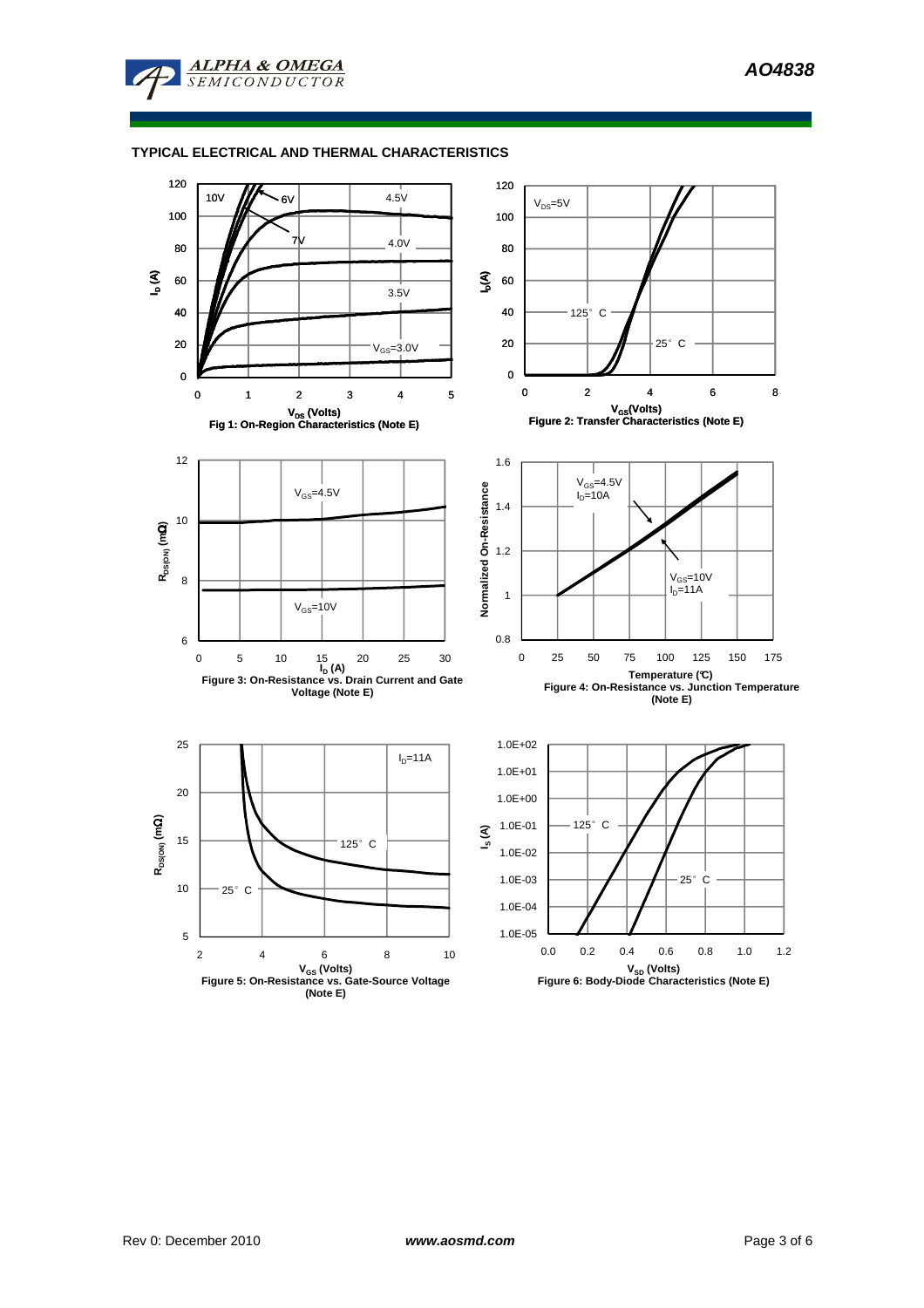## TYPICAL ELECTRICAL AND THERMAL CHARACTERISTICS

Fig 1: On-Region Characteristics (Note E)

Figure 2: Transfer Characteristics (Note E)

Figure 3: On-Resistance vs. Drain Current and Gate Voltage (Note E)

Figure 4: On-Resistance vs. Junction Temperature (Note E)

Figure 5: On-Resistance vs. Gate-Source Voltage (Note E)

Figure 6: Body-Diode Characteristics (Note E)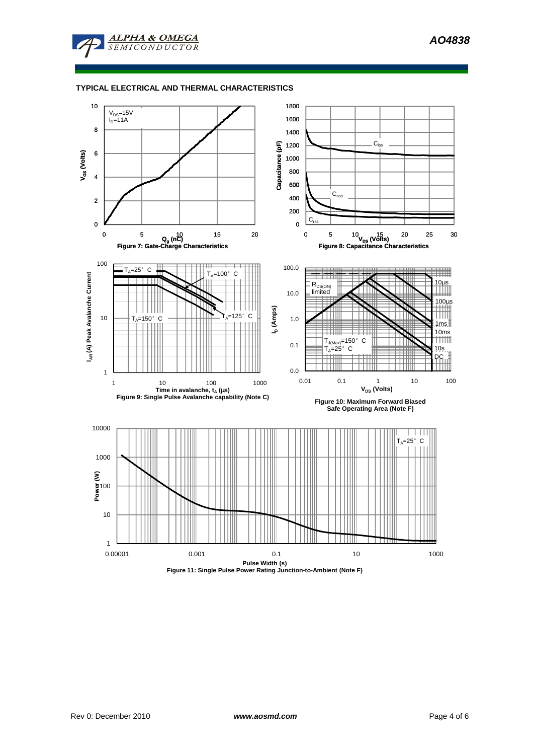## TYPICAL ELECTRICAL AND THERMAL CHARACTERISTICS

$V_{DS}$=15V
$I_D$=11A

Figure 7: Gate-Charge Characteristics

Figure 8: Capacitance Characteristics

Figure 9: Single Pulse Avalanche capability (Note C)

Figure 10: Maximum Forward Biased Safe Operating Area (Note F)

Figure 11: Single Pulse Power Rating Junction-to-Ambient (Note F)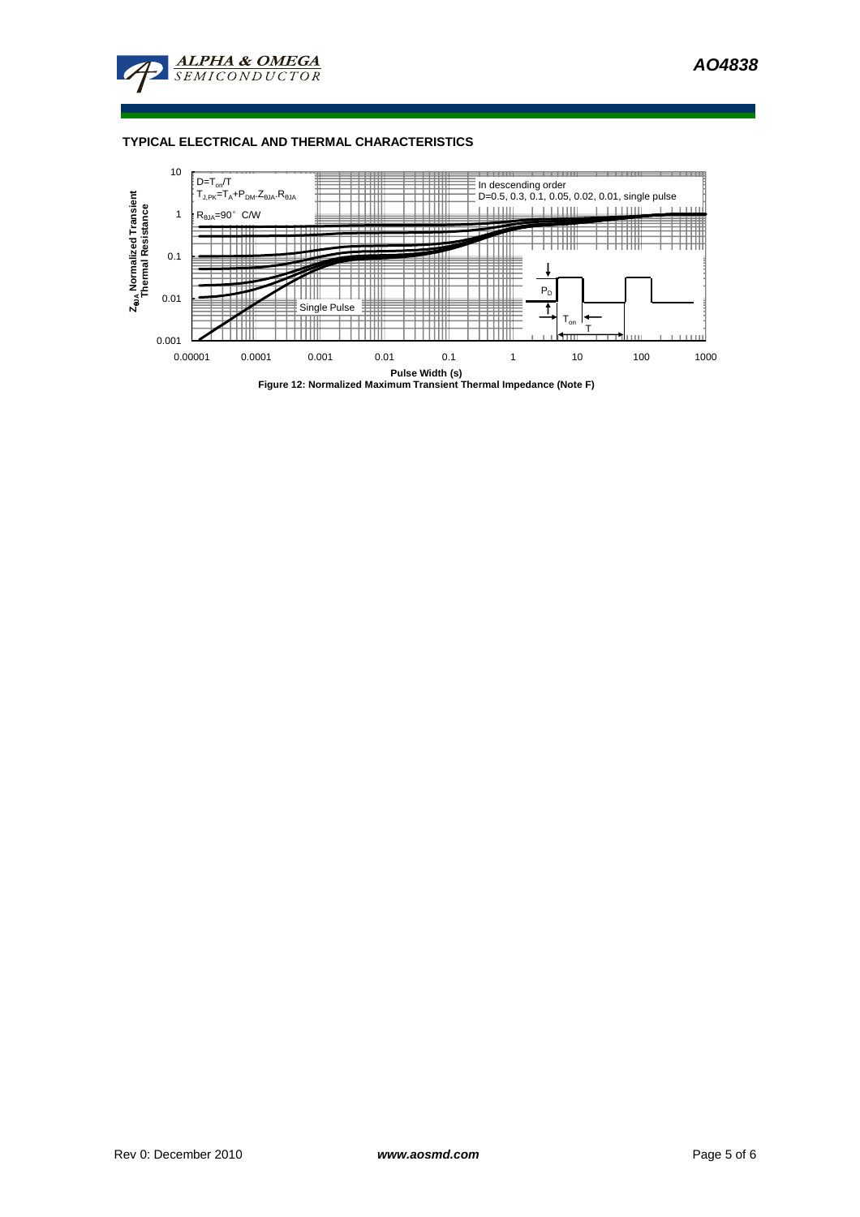## TYPICAL ELECTRICAL AND THERMAL CHARACTERISTICS

$D=T_{on}/T$

$T_{J,PK}=T_A+P_{DM}.Z_{\theta JA}.R_{\theta JA}$

$R_{\theta JA}=90°$ C/W

In descending order
D=0.5, 0.3, 0.1, 0.05, 0.02, 0.01, single pulse

Single Pulse

$P_D$

$T_{on}$

T

$Z_{\theta JA}$ Normalized Transient Thermal Resistance

Pulse Width (s)

**Figure 12: Normalized Maximum Transient Thermal Impedance (Note F)**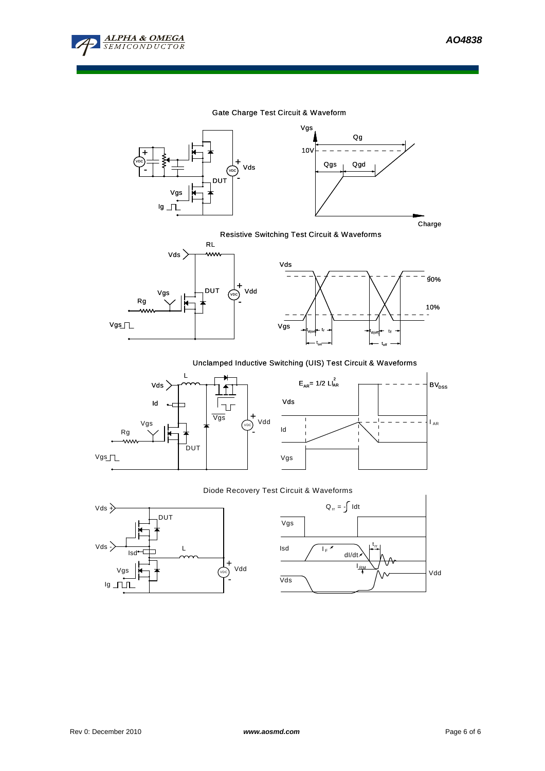## Gate Charge Test Circuit & Waveform

VDC

Vds

DUT

Vgs

Ig

Vgs

Qg

10V

Qgs

Qgd

Charge

## Resistive Switching Test Circuit & Waveforms

RL

Vds

Vgs

Rg

DUT

Vdd

VDC

Vgs

Vds

90%

10%

Vgs

$t_{d(on)}$ $t_r$

$t_{on}$

$t_{d(off)}$ $t_f$

$t_{off}$

## Unclamped Inductive Switching (UIS) Test Circuit & Waveforms

L

Vds

Id

Vgs

Rg

DUT

Vgs

Vdd

VDC

$E_{AR}= 1/2\ LI_{AR}^2$

$BV_{DSS}$

Vds

Id

$I_{AR}$

Vgs

## Diode Recovery Test Circuit & Waveforms

Vds +

DUT

Vds -

Isd

L

Vgs

Ig

Vdd

VDC

$Q_{rr} = -\int Idt$

Vgs

Isd

$I_F$

dI/dt

$t_{rr}$

$I_{RM}$

Vds

Vdd